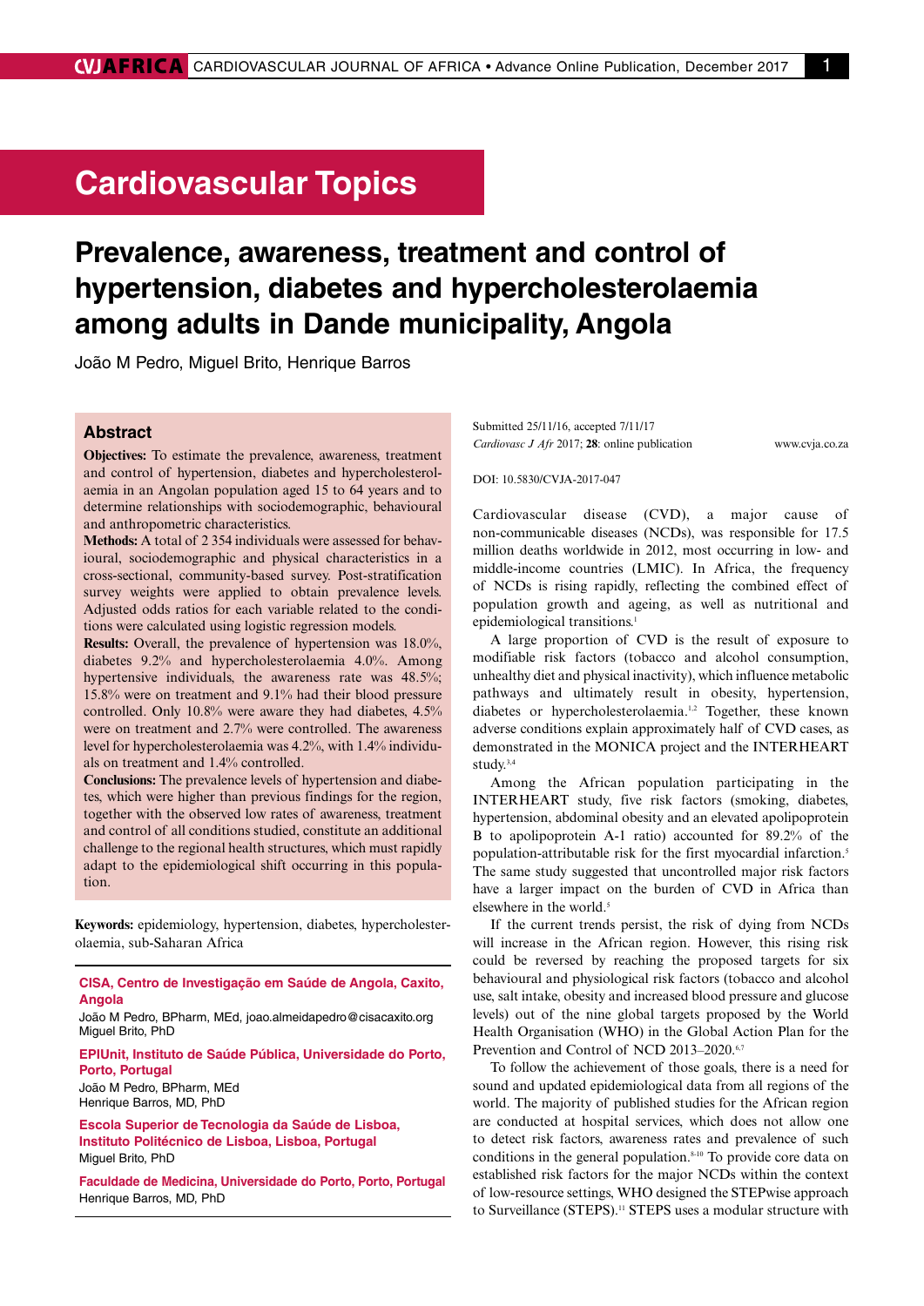# Cardiovascular Topics

# Prevalence, awareness, treatment and control of hypertension, diabetes and hypercholesterolaemia among adults in Dande municipality, Angola

João M Pedro, Miguel Brito, Henrique Barros

## Abstract

**Objectives:** To estimate the prevalence, awareness, treatment and control of hypertension, diabetes and hypercholesterolaemia in an Angolan population aged 15 to 64 years and to determine relationships with sociodemographic, behavioural and anthropometric characteristics.

**Methods:** A total of 2 354 individuals were assessed for behavioural, sociodemographic and physical characteristics in a cross-sectional, community-based survey. Post-stratification survey weights were applied to obtain prevalence levels. Adjusted odds ratios for each variable related to the conditions were calculated using logistic regression models.

**Results:** Overall, the prevalence of hypertension was 18.0%, diabetes 9.2% and hypercholesterolaemia 4.0%. Among hypertensive individuals, the awareness rate was 48.5%; 15.8% were on treatment and 9.1% had their blood pressure controlled. Only 10.8% were aware they had diabetes, 4.5% were on treatment and 2.7% were controlled. The awareness level for hypercholesterolaemia was 4.2%, with 1.4% individuals on treatment and 1.4% controlled.

**Conclusions:** The prevalence levels of hypertension and diabetes, which were higher than previous findings for the region, together with the observed low rates of awareness, treatment and control of all conditions studied, constitute an additional challenge to the regional health structures, which must rapidly adapt to the epidemiological shift occurring in this population.

**Keywords:** epidemiology, hypertension, diabetes, hypercholesterolaemia, sub-Saharan Africa

**CISA, Centro de Investigação em Saúde de Angola, Caxito, Angola**
João M Pedro, BPharm, MEd, joao.almeidapedro@cisacaxito.org
Miguel Brito, PhD

**EPIUnit, Instituto de Saúde Pública, Universidade do Porto, Porto, Portugal**
João M Pedro, BPharm, MEd
Henrique Barros, MD, PhD

**Escola Superior de Tecnologia da Saúde de Lisboa, Instituto Politécnico de Lisboa, Lisboa, Portugal**
Miguel Brito, PhD

**Faculdade de Medicina, Universidade do Porto, Porto, Portugal**
Henrique Barros, MD, PhD

Submitted 25/11/16, accepted 7/11/17
*Cardiovasc J Afr* 2017; **28**: online publication www.cvja.co.za

DOI: 10.5830/CVJA-2017-047

Cardiovascular disease (CVD), a major cause of non-communicable diseases (NCDs), was responsible for 17.5 million deaths worldwide in 2012, most occurring in low- and middle-income countries (LMIC). In Africa, the frequency of NCDs is rising rapidly, reflecting the combined effect of population growth and ageing, as well as nutritional and epidemiological transitions.[1]

A large proportion of CVD is the result of exposure to modifiable risk factors (tobacco and alcohol consumption, unhealthy diet and physical inactivity), which influence metabolic pathways and ultimately result in obesity, hypertension, diabetes or hypercholesterolaemia.[1,2] Together, these known adverse conditions explain approximately half of CVD cases, as demonstrated in the MONICA project and the INTERHEART study.[3,4]

Among the African population participating in the INTERHEART study, five risk factors (smoking, diabetes, hypertension, abdominal obesity and an elevated apolipoprotein B to apolipoprotein A-1 ratio) accounted for 89.2% of the population-attributable risk for the first myocardial infarction.[5] The same study suggested that uncontrolled major risk factors have a larger impact on the burden of CVD in Africa than elsewhere in the world.[5]

If the current trends persist, the risk of dying from NCDs will increase in the African region. However, this rising risk could be reversed by reaching the proposed targets for six behavioural and physiological risk factors (tobacco and alcohol use, salt intake, obesity and increased blood pressure and glucose levels) out of the nine global targets proposed by the World Health Organisation (WHO) in the Global Action Plan for the Prevention and Control of NCD 2013–2020.[6,7]

To follow the achievement of those goals, there is a need for sound and updated epidemiological data from all regions of the world. The majority of published studies for the African region are conducted at hospital services, which does not allow one to detect risk factors, awareness rates and prevalence of such conditions in the general population.[8-10] To provide core data on established risk factors for the major NCDs within the context of low-resource settings, WHO designed the STEPwise approach to Surveillance (STEPS).[11] STEPS uses a modular structure with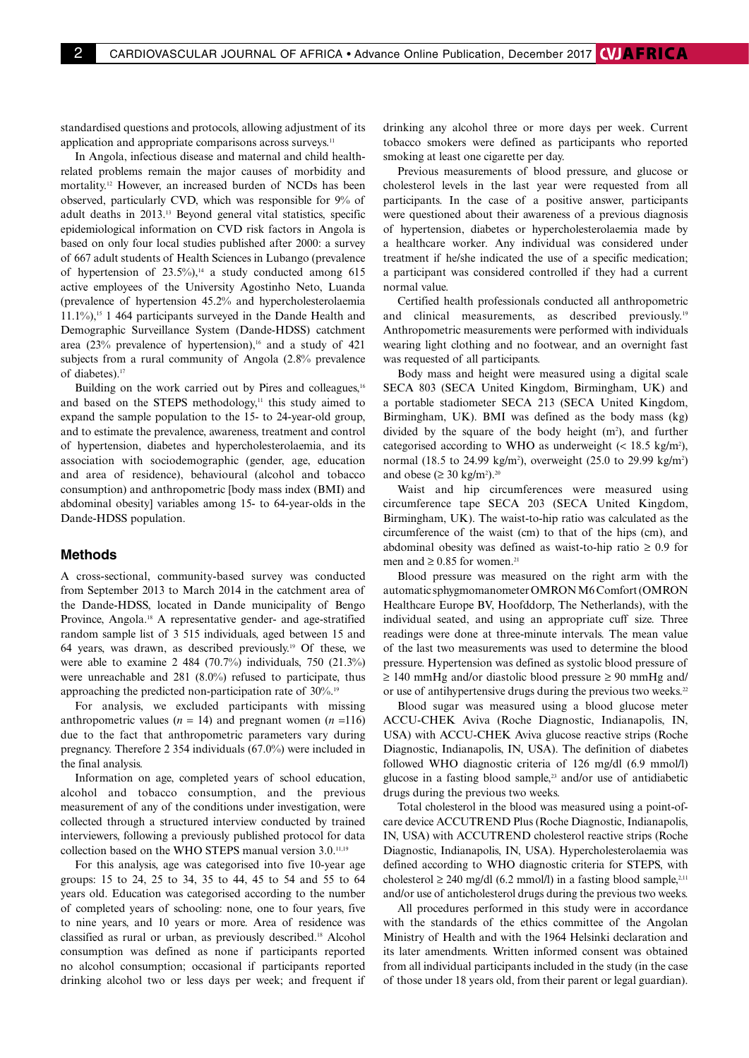standardised questions and protocols, allowing adjustment of its application and appropriate comparisons across surveys.[11]

In Angola, infectious disease and maternal and child health-related problems remain the major causes of morbidity and mortality.[12] However, an increased burden of NCDs has been observed, particularly CVD, which was responsible for 9% of adult deaths in 2013.[13] Beyond general vital statistics, specific epidemiological information on CVD risk factors in Angola is based on only four local studies published after 2000: a survey of 667 adult students of Health Sciences in Lubango (prevalence of hypertension of 23.5%),[14] a study conducted among 615 active employees of the University Agostinho Neto, Luanda (prevalence of hypertension 45.2% and hypercholesterolaemia 11.1%),[15] 1 464 participants surveyed in the Dande Health and Demographic Surveillance System (Dande-HDSS) catchment area (23% prevalence of hypertension),[16] and a study of 421 subjects from a rural community of Angola (2.8% prevalence of diabetes).[17]

Building on the work carried out by Pires and colleagues,[16] and based on the STEPS methodology,[11] this study aimed to expand the sample population to the 15- to 24-year-old group, and to estimate the prevalence, awareness, treatment and control of hypertension, diabetes and hypercholesterolaemia, and its association with sociodemographic (gender, age, education and area of residence), behavioural (alcohol and tobacco consumption) and anthropometric [body mass index (BMI) and abdominal obesity] variables among 15- to 64-year-olds in the Dande-HDSS population.

## Methods

A cross-sectional, community-based survey was conducted from September 2013 to March 2014 in the catchment area of the Dande-HDSS, located in Dande municipality of Bengo Province, Angola.[18] A representative gender- and age-stratified random sample list of 3 515 individuals, aged between 15 and 64 years, was drawn, as described previously.[19] Of these, we were able to examine 2 484 (70.7%) individuals, 750 (21.3%) were unreachable and 281 (8.0%) refused to participate, thus approaching the predicted non-participation rate of 30%.[19]

For analysis, we excluded participants with missing anthropometric values ($n$ = 14) and pregnant women ($n$ =116) due to the fact that anthropometric parameters vary during pregnancy. Therefore 2 354 individuals (67.0%) were included in the final analysis.

Information on age, completed years of school education, alcohol and tobacco consumption, and the previous measurement of any of the conditions under investigation, were collected through a structured interview conducted by trained interviewers, following a previously published protocol for data collection based on the WHO STEPS manual version 3.0.[11,19]

For this analysis, age was categorised into five 10-year age groups: 15 to 24, 25 to 34, 35 to 44, 45 to 54 and 55 to 64 years old. Education was categorised according to the number of completed years of schooling: none, one to four years, five to nine years, and 10 years or more. Area of residence was classified as rural or urban, as previously described.[18] Alcohol consumption was defined as none if participants reported no alcohol consumption; occasional if participants reported drinking alcohol two or less days per week; and frequent if drinking any alcohol three or more days per week. Current tobacco smokers were defined as participants who reported smoking at least one cigarette per day.

Previous measurements of blood pressure, and glucose or cholesterol levels in the last year were requested from all participants. In the case of a positive answer, participants were questioned about their awareness of a previous diagnosis of hypertension, diabetes or hypercholesterolaemia made by a healthcare worker. Any individual was considered under treatment if he/she indicated the use of a specific medication; a participant was considered controlled if they had a current normal value.

Certified health professionals conducted all anthropometric and clinical measurements, as described previously.[19] Anthropometric measurements were performed with individuals wearing light clothing and no footwear, and an overnight fast was requested of all participants.

Body mass and height were measured using a digital scale SECA 803 (SECA United Kingdom, Birmingham, UK) and a portable stadiometer SECA 213 (SECA United Kingdom, Birmingham, UK). BMI was defined as the body mass (kg) divided by the square of the body height (m$^2$), and further categorised according to WHO as underweight (< 18.5 kg/m$^2$), normal (18.5 to 24.99 kg/m$^2$), overweight (25.0 to 29.99 kg/m$^2$) and obese (≥ 30 kg/m$^2$).[20]

Waist and hip circumferences were measured using circumference tape SECA 203 (SECA United Kingdom, Birmingham, UK). The waist-to-hip ratio was calculated as the circumference of the waist (cm) to that of the hips (cm), and abdominal obesity was defined as waist-to-hip ratio ≥ 0.9 for men and ≥ 0.85 for women.[21]

Blood pressure was measured on the right arm with the automatic sphygmomanometer OMRON M6 Comfort (OMRON Healthcare Europe BV, Hoofddorp, The Netherlands), with the individual seated, and using an appropriate cuff size. Three readings were done at three-minute intervals. The mean value of the last two measurements was used to determine the blood pressure. Hypertension was defined as systolic blood pressure of ≥ 140 mmHg and/or diastolic blood pressure ≥ 90 mmHg and/or use of antihypertensive drugs during the previous two weeks.[22]

Blood sugar was measured using a blood glucose meter ACCU-CHEK Aviva (Roche Diagnostic, Indianapolis, IN, USA) with ACCU-CHEK Aviva glucose reactive strips (Roche Diagnostic, Indianapolis, IN, USA). The definition of diabetes followed WHO diagnostic criteria of 126 mg/dl (6.9 mmol/l) glucose in a fasting blood sample,[23] and/or use of antidiabetic drugs during the previous two weeks.

Total cholesterol in the blood was measured using a point-of-care device ACCUTREND Plus (Roche Diagnostic, Indianapolis, IN, USA) with ACCUTREND cholesterol reactive strips (Roche Diagnostic, Indianapolis, IN, USA). Hypercholesterolaemia was defined according to WHO diagnostic criteria for STEPS, with cholesterol ≥ 240 mg/dl (6.2 mmol/l) in a fasting blood sample,[2,11] and/or use of anticholesterol drugs during the previous two weeks.

All procedures performed in this study were in accordance with the standards of the ethics committee of the Angolan Ministry of Health and with the 1964 Helsinki declaration and its later amendments. Written informed consent was obtained from all individual participants included in the study (in the case of those under 18 years old, from their parent or legal guardian).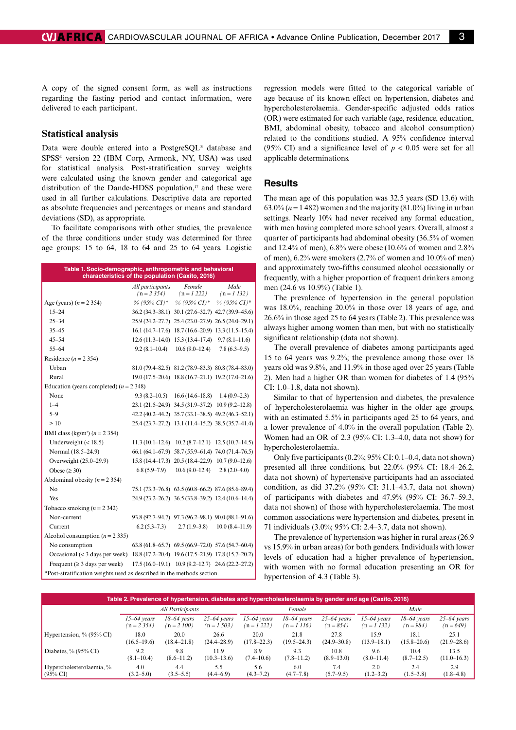A copy of the signed consent form, as well as instructions regarding the fasting period and contact information, were delivered to each participant.

## Statistical analysis

Data were double entered into a PostgreSQL® database and SPSS® version 22 (IBM Corp, Armonk, NY, USA) was used for statistical analysis. Post-stratification survey weights were calculated using the known gender and categorical age distribution of the Dande-HDSS population,[17] and these were used in all further calculations. Descriptive data are reported as absolute frequencies and percentages or means and standard deviations (SD), as appropriate.

To facilitate comparisons with other studies, the prevalence of the three conditions under study was determined for three age groups: 15 to 64, 18 to 64 and 25 to 64 years. Logistic regression models were fitted to the categorical variable of age because of its known effect on hypertension, diabetes and hypercholesterolaemia. Gender-specific adjusted odds ratios (OR) were estimated for each variable (age, residence, education, BMI, abdominal obesity, tobacco and alcohol consumption) related to the conditions studied. A 95% confidence interval (95% CI) and a significance level of $p < 0.05$ were set for all applicable determinations.

**Table 1. Socio-demographic, anthropometric and behavioral characteristics of the population (Caxito, 2016)**

| | All participants (n = 2 354) | Female (n = 1 222) | Male (n = 1 132) |
|---|---|---|---|
| Age (years) (n = 2 354) | % (95% CI)* | % (95% CI)* | % (95% CI)* |
| 15–24 | 36.2 (34.3–38.1) | 30.1 (27.6–32.7) | 42.7 (39.9–45.6) |
| 25–34 | 25.9 (24.2–27.7) | 25.4 (23.0–27.9) | 26.5 (24.0–29.1) |
| 35–45 | 16.1 (14.7–17.6) | 18.7 (16.6–20.9) | 13.3 (11.5–15.4) |
| 45–54 | 12.6 (11.3–14.0) | 15.3 (13.4–17.4) | 9.7 (8.1–11.6) |
| 55–64 | 9.2 (8.1–10.4) | 10.6 (9.0–12.4) | 7.8 (6.3–9.5) |
| Residence (n = 2 354) | | | |
| Urban | 81.0 (79.4–82.5) | 81.2 (78.9–83.3) | 80.8 (78.4–83.0) |
| Rural | 19.0 (17.5–20.6) | 18.8 (16.7–21.1) | 19.2 (17.0–21.6) |
| Education (years completed) (n = 2 348) | | | |
| None | 9.3 (8.2–10.5) | 16.6 (14.6–18.8) | 1.4 (0.9–2.3) |
| 1–4 | 23.1 (21.5–24.9) | 34.5 (31.9–37.2) | 10.9 (9.2–12.8) |
| 5–9 | 42.2 (40.2–44.2) | 35.7 (33.1–38.5) | 49.2 (46.3–52.1) |
| > 10 | 25.4 (23.7–27.2) | 13.1 (11.4–15.2) | 38.5 (35.7–41.4) |
| BMI class (kg/m²) (n = 2 354) | | | |
| Underweight (< 18.5) | 11.3 (10.1–12.6) | 10.2 (8.7–12.1) | 12.5 (10.7–14.5) |
| Normal (18.5–24.9) | 66.1 (64.1–67.9) | 58.7 (55.9–61.4) | 74.0 (71.4–76.5) |
| Overweight (25.0–29.9) | 15.8 (14.4–17.3) | 20.5 (18.4–22.9) | 10.7 (9.0–12.6) |
| Obese (≥ 30) | 6.8 (5.9–7.9) | 10.6 (9.0–12.4) | 2.8 (2.0–4.0) |
| Abdominal obesity (n = 2 354) | | | |
| No | 75.1 (73.3–76.8) | 63.5 (60.8–66.2) | 87.6 (85.6–89.4) |
| Yes | 24.9 (23.2–26.7) | 36.5 (33.8–39.2) | 12.4 (10.6–14.4) |
| Tobacco smoking (n = 2 342) | | | |
| Non-current | 93.8 (92.7–94.7) | 97.3 (96.2–98.1) | 90.0 (88.1–91.6) |
| Current | 6.2 (5.3–7.3) | 2.7 (1.9–3.8) | 10.0 (8.4–11.9) |
| Alcohol consumption (n = 2 335) | | | |
| No consumption | 63.8 (61.8–65.7) | 69.5 (66.9–72.0) | 57.6 (54.7–60.4) |
| Occasional (< 3 days per week) | 18.8 (17.2–20.4) | 19.6 (17.5–21.9) | 17.8 (15.7–20.2) |
| Frequent (≥ 3 days per week) | 17.5 (16.0–19.1) | 10.9 (9.2–12.7) | 24.6 (22.2–27.2) |

*Post-stratification weights used as described in the methods section.

## Results

The mean age of this population was 32.5 years (SD 13.6) with 63.0% ($n$ = 1 482) women and the majority (81.0%) living in urban settings. Nearly 10% had never received any formal education, with men having completed more school years. Overall, almost a quarter of participants had abdominal obesity (36.5% of women and 12.4% of men), 6.8% were obese (10.6% of women and 2.8% of men), 6.2% were smokers (2.7% of women and 10.0% of men) and approximately two-fifths consumed alcohol occasionally or frequently, with a higher proportion of frequent drinkers among men (24.6 vs 10.9%) (Table 1).

The prevalence of hypertension in the general population was 18.0%, reaching 20.0% in those over 18 years of age, and 26.6% in those aged 25 to 64 years (Table 2). This prevalence was always higher among women than men, but with no statistically significant relationship (data not shown).

The overall prevalence of diabetes among participants aged 15 to 64 years was 9.2%; the prevalence among those over 18 years old was 9.8%, and 11.9% in those aged over 25 years (Table 2). Men had a higher OR than women for diabetes of 1.4 (95% CI: 1.0–1.8, data not shown).

Similar to that of hypertension and diabetes, the prevalence of hypercholesterolaemia was higher in the older age groups, with an estimated 5.5% in participants aged 25 to 64 years, and a lower prevalence of 4.0% in the overall population (Table 2). Women had an OR of 2.3 (95% CI: 1.3–4.0, data not show) for hypercholesterolaemia.

Only five participants (0.2%; 95% CI: 0.1–0.4, data not shown) presented all three conditions, but 22.0% (95% CI: 18.4–26.2, data not shown) of hypertensive participants had an associated condition, as did 37.2% (95% CI: 31.1–43.7, data not shown) of participants with diabetes and 47.9% (95% CI: 36.7–59.3, data not shown) of those with hypercholesterolaemia. The most common associations were hypertension and diabetes, present in 71 individuals (3.0%; 95% CI: 2.4–3.7, data not shown).

The prevalence of hypertension was higher in rural areas (26.9 vs 15.9% in urban areas) for both genders. Individuals with lower levels of education had a higher prevalence of hypertension, with women with no formal education presenting an OR for hypertension of 4.3 (Table 3).

**Table 2. Prevalence of hypertension, diabetes and hypercholesterolaemia by gender and age (Caxito, 2016)**

| | All Participants | | | Female | | | Male | | |
|---|---|---|---|---|---|---|---|---|---|
| | 15–64 years (n = 2 354) | 18–64 years (n = 2 100) | 25–64 years (n = 1 503) | 15–64 years (n = 1 222) | 18–64 years (n = 1 116) | 25–64 years (n = 854) | 15–64 years (n = 1 132) | 18–64 years (n = 984) | 25–64 years (n = 649) |
| Hypertension, % (95% CI) | 18.0 (16.5–19.6) | 20.0 (18.4–21.8) | 26.6 (24.4–28.9) | 20.0 (17.8–22.3) | 21.8 (19.5–24.3) | 27.8 (24.9–30.8) | 15.9 (13.9–18.1) | 18.1 (15.8–20.6) | 25.1 (21.9–28.6) |
| Diabetes, % (95% CI) | 9.2 (8.1–10.4) | 9.8 (8.6–11.2) | 11.9 (10.3–13.6) | 8.9 (7.4–10.6) | 9.3 (7.8–11.2) | 10.8 (8.9–13.0) | 9.6 (8.0–11.4) | 10.4 (8.7–12.5) | 13.5 (11.0–16.3) |
| Hypercholesterolaemia, % (95% CI) | 4.0 (3.2–5.0) | 4.4 (3.5–5.5) | 5.5 (4.4–6.9) | 5.6 (4.3–7.2) | 6.0 (4.7–7.8) | 7.4 (5.7–9.5) | 2.0 (1.2–3.2) | 2.4 (1.5–3.8) | 2.9 (1.8–4.8) |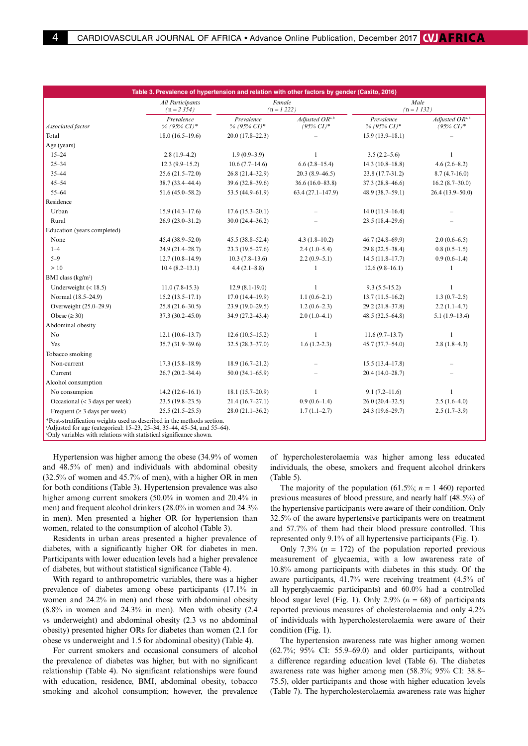**Table 3. Prevalence of hypertension and relation with other factors by gender (Caxito, 2016)**

| Associated factor | All Participants (n = 2 354) | Female (n = 1 222) | | Male (n = 1 132) | |
|---|---|---|---|---|---|
| | Prevalence % (95% CI)* | Prevalence % (95% CI)* | Adjusted OR[a,b] (95% CI)* | Prevalence % (95% CI)* | Adjusted OR[a,b] (95% CI)* |
| Total | 18.0 (16.5–19.6) | 20.0 (17.8–22.3) | – | 15.9 (13.9–18.1) | – |
| Age (years) | | | | | |
| 15–24 | 2.8 (1.9–4.2) | 1.9 (0.9–3.9) | 1 | 3.5 (2.2–5.6) | 1 |
| 25–34 | 12.3 (9.9–15.2) | 10.6 (7.7–14.6) | 6.6 (2.8–15.4) | 14.3 (10.8–18.8) | 4.6 (2.6–8.2) |
| 35–44 | 25.6 (21.5–72.0) | 26.8 (21.4–32.9) | 20.3 (8.9–46.5) | 23.8 (17.7-31.2) | 8.7 (4.7-16.0) |
| 45–54 | 38.7 (33.4–44.4) | 39.6 (32.8–39.6) | 36.6 (16.0–83.8) | 37.3 (28.8–46.6) | 16.2 (8.7–30.0) |
| 55–64 | 51.6 (45.0–58.2) | 53.5 (44.9–61.9) | 63.4 (27.1–147.9) | 48.9 (38.7–59.1) | 26.4 (13.9–50.0) |
| Residence | | | | | |
| Urban | 15.9 (14.3–17.6) | 17.6 (15.3–20.1) | – | 14.0 (11.9–16.4) | – |
| Rural | 26.9 (23.0–31.2) | 30.0 (24.4–36.2) | – | 23.5 (18.4–29.6) | – |
| Education (years completed) | | | | | |
| None | 45.4 (38.9–52.0) | 45.5 (38.8–52.4) | 4.3 (1.8–10.2) | 46.7 (24.8–69.9) | 2.0 (0.6–6.5) |
| 1–4 | 24.9 (21.4–28.7) | 23.3 (19.5–27.6) | 2.4 (1.0–5.4) | 29.8 (22.5–38.4) | 0.8 (0.5–1.5) |
| 5–9 | 12.7 (10.8–14.9) | 10.3 (7.8–13.6) | 2.2 (0.9–5.1) | 14.5 (11.8–17.7) | 0.9 (0.6–1.4) |
| > 10 | 10.4 (8.2–13.1) | 4.4 (2.1–8.8) | 1 | 12.6 (9.8–16.1) | 1 |
| BMI class (kg/m²) | | | | | |
| Underweight (< 18.5) | 11.0 (7.8-15.3) | 12.9 (8.1-19.0) | 1 | 9.3 (5.5-15.2) | 1 |
| Normal (18.5–24.9) | 15.2 (13.5–17.1) | 17.0 (14.4–19.9) | 1.1 (0.6–2.1) | 13.7 (11.5–16.2) | 1.3 (0.7–2.5) |
| Overweight (25.0–29.9) | 25.8 (21.6–30.5) | 23.9 (19.0–29.5) | 1.2 (0.6–2.3) | 29.2 (21.8–37.8) | 2.2 (1.1–4.7) |
| Obese (≥ 30) | 37.3 (30.2–45.0) | 34.9 (27.2–43.4) | 2.0 (1.0–4.1) | 48.5 (32.5–64.8) | 5.1 (1.9–13.4) |
| Abdominal obesity | | | | | |
| No | 12.1 (10.6–13.7) | 12.6 (10.5–15.2) | 1 | 11.6 (9.7–13.7) | 1 |
| Yes | 35.7 (31.9–39.6) | 32.5 (28.3–37.0) | 1.6 (1.2-2.3) | 45.7 (37.7–54.0) | 2.8 (1.8–4.3) |
| Tobacco smoking | | | | | |
| Non-current | 17.3 (15.8–18.9) | 18.9 (16.7–21.2) | – | 15.5 (13.4–17.8) | – |
| Current | 26.7 (20.2–34.4) | 50.0 (34.1–65.9) | – | 20.4 (14.0–28.7) | – |
| Alcohol consumption | | | | | |
| No consumption | 14.2 (12.6–16.1) | 18.1 (15.7–20.9) | 1 | 9.1 (7.2–11.6) | 1 |
| Occasional (< 3 days per week) | 23.5 (19.8–23.5) | 21.4 (16.7–27.1) | 0.9 (0.6–1.4) | 26.0 (20.4–32.5) | 2.5 (1.6–4.0) |
| Frequent (≥ 3 days per week) | 25.5 (21.5–25.5) | 28.0 (21.1–36.2) | 1.7 (1.1–2.7) | 24.3 (19.6–29.7) | 2.5 (1.7–3.9) |

*Post-stratification weights used as described in the methods section.
[a]Adjusted for age (categorical: 15–23, 25–34, 35–44, 45–54, and 55–64).
[b]Only variables with relations with statistical significance shown.

Hypertension was higher among the obese (34.9% of women and 48.5% of men) and individuals with abdominal obesity (32.5% of women and 45.7% of men), with a higher OR in men for both conditions (Table 3). Hypertension prevalence was also higher among current smokers (50.0% in women and 20.4% in men) and frequent alcohol drinkers (28.0% in women and 24.3% in men). Men presented a higher OR for hypertension than women, related to the consumption of alcohol (Table 3).

Residents in urban areas presented a higher prevalence of diabetes, with a significantly higher OR for diabetes in men. Participants with lower education levels had a higher prevalence of diabetes, but without statistical significance (Table 4).

With regard to anthropometric variables, there was a higher prevalence of diabetes among obese participants (17.1% in women and 24.2% in men) and those with abdominal obesity (8.8% in women and 24.3% in men). Men with obesity (2.4 vs underweight) and abdominal obesity (2.3 vs no abdominal obesity) presented higher ORs for diabetes than women (2.1 for obese vs underweight and 1.5 for abdominal obesity) (Table 4).

For current smokers and occasional consumers of alcohol the prevalence of diabetes was higher, but with no significant relationship (Table 4). No significant relationships were found with education, residence, BMI, abdominal obesity, tobacco smoking and alcohol consumption; however, the prevalence of hypercholesterolaemia was higher among less educated individuals, the obese, smokers and frequent alcohol drinkers (Table 5).

The majority of the population (61.5%; $n$ = 1 460) reported previous measures of blood pressure, and nearly half (48.5%) of the hypertensive participants were aware of their condition. Only 32.5% of the aware hypertensive participants were on treatment and 57.7% of them had their blood pressure controlled. This represented only 9.1% of all hypertensive participants (Fig. 1).

Only 7.3% ($n$ = 172) of the population reported previous measurement of glycaemia, with a low awareness rate of 10.8% among participants with diabetes in this study. Of the aware participants, 41.7% were receiving treatment (4.5% of all hyperglycaemic participants) and 60.0% had a controlled blood sugar level (Fig. 1). Only 2.9% ($n$ = 68) of participants reported previous measures of cholesterolaemia and only 4.2% of individuals with hypercholesterolaemia were aware of their condition (Fig. 1).

The hypertension awareness rate was higher among women (62.7%; 95% CI: 55.9–69.0) and older participants, without a difference regarding education level (Table 6). The diabetes awareness rate was higher among men (58.3%; 95% CI: 38.8–75.5), older participants and those with higher education levels (Table 7). The hypercholesterolaemia awareness rate was higher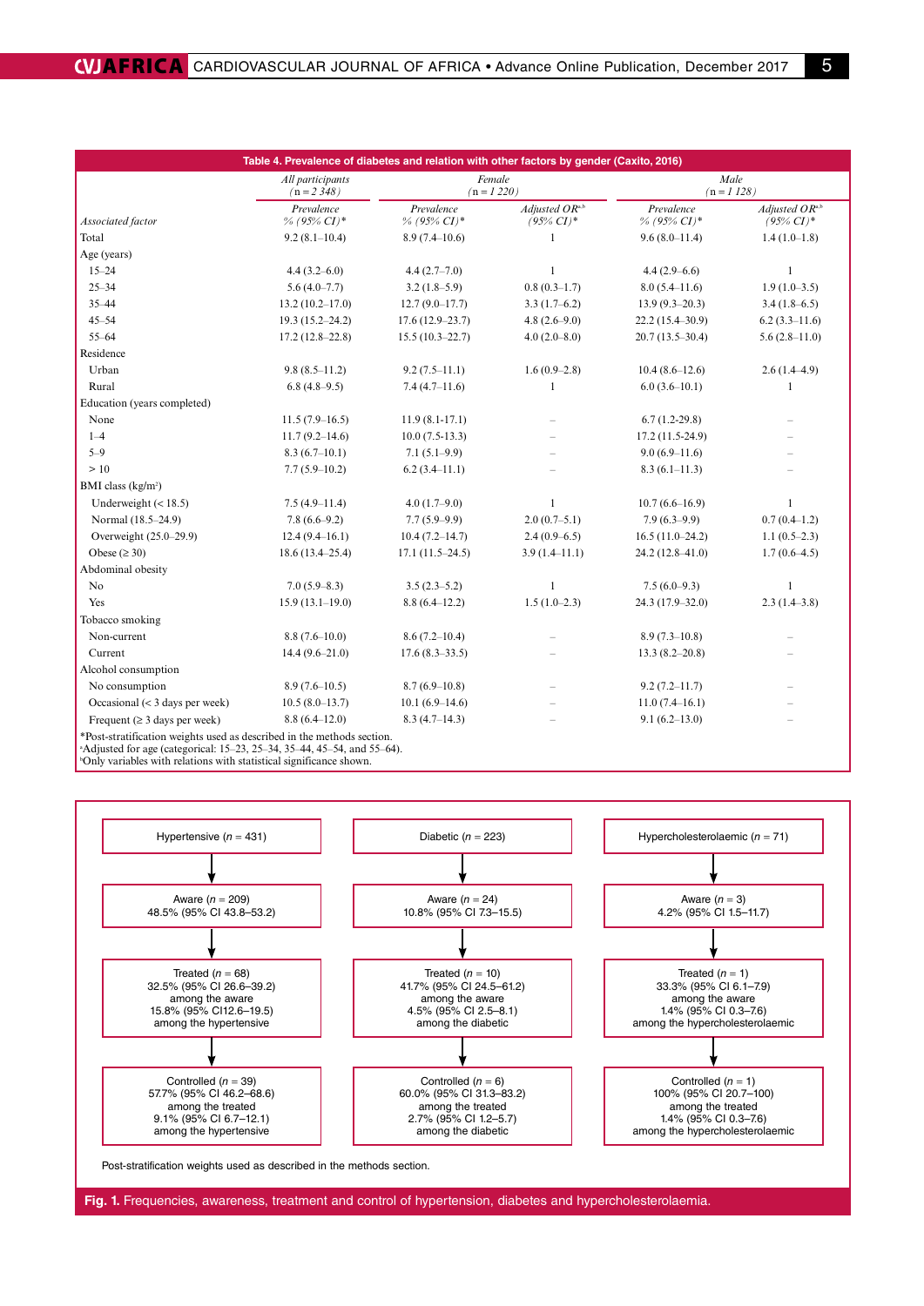**Table 4. Prevalence of diabetes and relation with other factors by gender (Caxito, 2016)**

| Associated factor | All participants (n = 2 348) Prevalence % (95% CI)* | Female (n = 1 220) Prevalence % (95% CI)* | Female Adjusted OR[a,b] (95% CI)* | Male (n = 1 128) Prevalence % (95% CI)* | Male Adjusted OR[a,b] (95% CI)* |
|---|---|---|---|---|---|
| Total | 9.2 (8.1–10.4) | 8.9 (7.4–10.6) | 1 | 9.6 (8.0–11.4) | 1.4 (1.0–1.8) |
| Age (years) | | | | | |
| 15–24 | 4.4 (3.2–6.0) | 4.4 (2.7–7.0) | 1 | 4.4 (2.9–6.6) | 1 |
| 25–34 | 5.6 (4.0–7.7) | 3.2 (1.8–5.9) | 0.8 (0.3–1.7) | 8.0 (5.4–11.6) | 1.9 (1.0–3.5) |
| 35–44 | 13.2 (10.2–17.0) | 12.7 (9.0–17.7) | 3.3 (1.7–6.2) | 13.9 (9.3–20.3) | 3.4 (1.8–6.5) |
| 45–54 | 19.3 (15.2–24.2) | 17.6 (12.9–23.7) | 4.8 (2.6–9.0) | 22.2 (15.4–30.9) | 6.2 (3.3–11.6) |
| 55–64 | 17.2 (12.8–22.8) | 15.5 (10.3–22.7) | 4.0 (2.0–8.0) | 20.7 (13.5–30.4) | 5.6 (2.8–11.0) |
| Residence | | | | | |
| Urban | 9.8 (8.5–11.2) | 9.2 (7.5–11.1) | 1.6 (0.9–2.8) | 10.4 (8.6–12.6) | 2.6 (1.4–4.9) |
| Rural | 6.8 (4.8–9.5) | 7.4 (4.7–11.6) | 1 | 6.0 (3.6–10.1) | 1 |
| Education (years completed) | | | | | |
| None | 11.5 (7.9–16.5) | 11.9 (8.1-17.1) | – | 6.7 (1.2-29.8) | – |
| 1–4 | 11.7 (9.2–14.6) | 10.0 (7.5-13.3) | – | 17.2 (11.5-24.9) | – |
| 5–9 | 8.3 (6.7–10.1) | 7.1 (5.1–9.9) | – | 9.0 (6.9–11.6) | – |
| > 10 | 7.7 (5.9–10.2) | 6.2 (3.4–11.1) | – | 8.3 (6.1–11.3) | – |
| BMI class (kg/m²) | | | | | |
| Underweight (< 18.5) | 7.5 (4.9–11.4) | 4.0 (1.7–9.0) | 1 | 10.7 (6.6–16.9) | 1 |
| Normal (18.5–24.9) | 7.8 (6.6–9.2) | 7.7 (5.9–9.9) | 2.0 (0.7–5.1) | 7.9 (6.3–9.9) | 0.7 (0.4–1.2) |
| Overweight (25.0–29.9) | 12.4 (9.4–16.1) | 10.4 (7.2–14.7) | 2.4 (0.9–6.5) | 16.5 (11.0–24.2) | 1.1 (0.5–2.3) |
| Obese (≥ 30) | 18.6 (13.4–25.4) | 17.1 (11.5–24.5) | 3.9 (1.4–11.1) | 24.2 (12.8–41.0) | 1.7 (0.6–4.5) |
| Abdominal obesity | | | | | |
| No | 7.0 (5.9–8.3) | 3.5 (2.3–5.2) | 1 | 7.5 (6.0–9.3) | 1 |
| Yes | 15.9 (13.1–19.0) | 8.8 (6.4–12.2) | 1.5 (1.0–2.3) | 24.3 (17.9–32.0) | 2.3 (1.4–3.8) |
| Tobacco smoking | | | | | |
| Non-current | 8.8 (7.6–10.0) | 8.6 (7.2–10.4) | – | 8.9 (7.3–10.8) | – |
| Current | 14.4 (9.6–21.0) | 17.6 (8.3–33.5) | – | 13.3 (8.2–20.8) | – |
| Alcohol consumption | | | | | |
| No consumption | 8.9 (7.6–10.5) | 8.7 (6.9–10.8) | – | 9.2 (7.2–11.7) | – |
| Occasional (< 3 days per week) | 10.5 (8.0–13.7) | 10.1 (6.9–14.6) | – | 11.0 (7.4–16.1) | – |
| Frequent (≥ 3 days per week) | 8.8 (6.4–12.0) | 8.3 (4.7–14.3) | – | 9.1 (6.2–13.0) | – |

*Post-stratification weights used as described in the methods section.
[a]Adjusted for age (categorical: 15–23, 25–34, 35–44, 45–54, and 55–64).
[b]Only variables with relations with statistical significance shown.

Hypertensive (n = 431) → Aware (n = 209) 48.5% (95% CI 43.8–53.2) → Treated (n = 68) 32.5% (95% CI 26.6–39.2) among the aware; 15.8% (95% CI12.6–19.5) among the hypertensive → Controlled (n = 39) 57.7% (95% CI 46.2–68.6) among the treated; 9.1% (95% CI 6.7–12.1) among the hypertensive

Diabetic (n = 223) → Aware (n = 24) 10.8% (95% CI 7.3–15.5) → Treated (n = 10) 41.7% (95% CI 24.5–61.2) among the aware; 4.5% (95% CI 2.5–8.1) among the diabetic → Controlled (n = 6) 60.0% (95% CI 31.3–83.2) among the treated; 2.7% (95% CI 1.2–5.7) among the diabetic

Hypercholesterolaemic (n = 71) → Aware (n = 3) 4.2% (95% CI 1.5–11.7) → Treated (n = 1) 33.3% (95% CI 6.1–7.9) among the aware; 1.4% (95% CI 0.3–7.6) among the hypercholesterolaemic → Controlled (n = 1) 100% (95% CI 20.7–100) among the treated; 1.4% (95% CI 0.3–7.6) among the hypercholesterolaemic

Post-stratification weights used as described in the methods section.

**Fig. 1.** Frequencies, awareness, treatment and control of hypertension, diabetes and hypercholesterolaemia.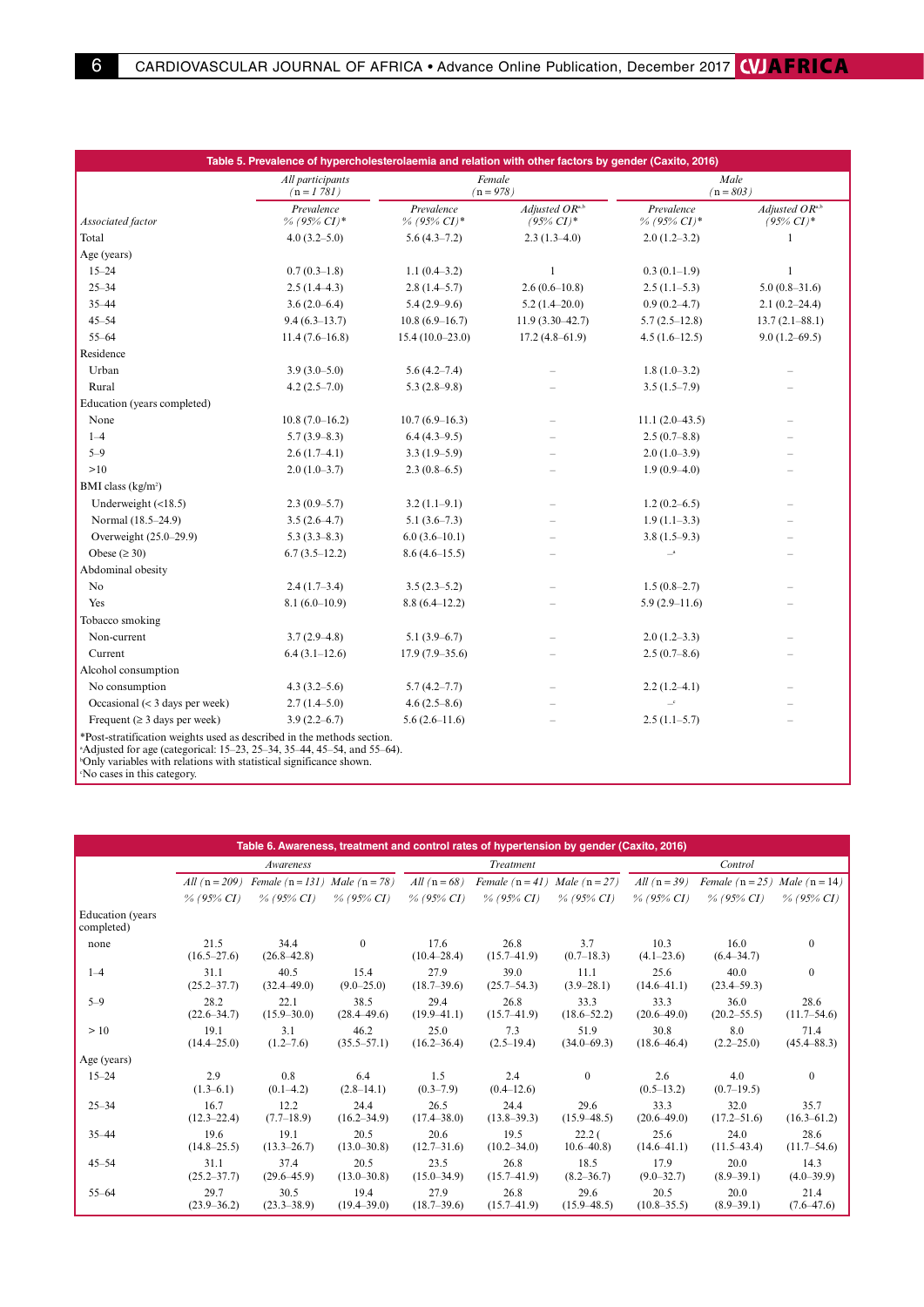**Table 5. Prevalence of hypercholesterolaemia and relation with other factors by gender (Caxito, 2016)**

| Associated factor | All participants (n = 1 781) Prevalence % (95% CI)* | Female (n = 978) Prevalence % (95% CI)* | Female (n = 978) Adjusted OR[a,b] (95% CI)* | Male (n = 803) Prevalence % (95% CI)* | Male (n = 803) Adjusted OR[a,b] (95% CI)* |
|---|---|---|---|---|---|
| Total | 4.0 (3.2–5.0) | 5.6 (4.3–7.2) | 2.3 (1.3–4.0) | 2.0 (1.2–3.2) | 1 |
| Age (years) | | | | | |
| 15–24 | 0.7 (0.3–1.8) | 1.1 (0.4–3.2) | 1 | 0.3 (0.1–1.9) | 1 |
| 25–34 | 2.5 (1.4–4.3) | 2.8 (1.4–5.7) | 2.6 (0.6–10.8) | 2.5 (1.1–5.3) | 5.0 (0.8–31.6) |
| 35–44 | 3.6 (2.0–6.4) | 5.4 (2.9–9.6) | 5.2 (1.4–20.0) | 0.9 (0.2–4.7) | 2.1 (0.2–24.4) |
| 45–54 | 9.4 (6.3–13.7) | 10.8 (6.9–16.7) | 11.9 (3.30–42.7) | 5.7 (2.5–12.8) | 13.7 (2.1–88.1) |
| 55–64 | 11.4 (7.6–16.8) | 15.4 (10.0–23.0) | 17.2 (4.8–61.9) | 4.5 (1.6–12.5) | 9.0 (1.2–69.5) |
| Residence | | | | | |
| Urban | 3.9 (3.0–5.0) | 5.6 (4.2–7.4) | – | 1.8 (1.0–3.2) | – |
| Rural | 4.2 (2.5–7.0) | 5.3 (2.8–9.8) | – | 3.5 (1.5–7.9) | – |
| Education (years completed) | | | | | |
| None | 10.8 (7.0–16.2) | 10.7 (6.9–16.3) | – | 11.1 (2.0–43.5) | – |
| 1–4 | 5.7 (3.9–8.3) | 6.4 (4.3–9.5) | – | 2.5 (0.7–8.8) | – |
| 5–9 | 2.6 (1.7–4.1) | 3.3 (1.9–5.9) | – | 2.0 (1.0–3.9) | – |
| >10 | 2.0 (1.0–3.7) | 2.3 (0.8–6.5) | – | 1.9 (0.9–4.0) | – |
| BMI class (kg/m²) | | | | | |
| Underweight (<18.5) | 2.3 (0.9–5.7) | 3.2 (1.1–9.1) | – | 1.2 (0.2–6.5) | – |
| Normal (18.5–24.9) | 3.5 (2.6–4.7) | 5.1 (3.6–7.3) | – | 1.9 (1.1–3.3) | – |
| Overweight (25.0–29.9) | 5.3 (3.3–8.3) | 6.0 (3.6–10.1) | – | 3.8 (1.5–9.3) | – |
| Obese (≥ 30) | 6.7 (3.5–12.2) | 8.6 (4.6–15.5) | – | –[a] | – |
| Abdominal obesity | | | | | |
| No | 2.4 (1.7–3.4) | 3.5 (2.3–5.2) | – | 1.5 (0.8–2.7) | – |
| Yes | 8.1 (6.0–10.9) | 8.8 (6.4–12.2) | – | 5.9 (2.9–11.6) | – |
| Tobacco smoking | | | | | |
| Non-current | 3.7 (2.9–4.8) | 5.1 (3.9–6.7) | – | 2.0 (1.2–3.3) | – |
| Current | 6.4 (3.1–12.6) | 17.9 (7.9–35.6) | – | 2.5 (0.7–8.6) | – |
| Alcohol consumption | | | | | |
| No consumption | 4.3 (3.2–5.6) | 5.7 (4.2–7.7) | – | 2.2 (1.2–4.1) | – |
| Occasional (< 3 days per week) | 2.7 (1.4–5.0) | 4.6 (2.5–8.6) | – | –[c] | – |
| Frequent (≥ 3 days per week) | 3.9 (2.2–6.7) | 5.6 (2.6–11.6) | – | 2.5 (1.1–5.7) | – |

*Post-stratification weights used as described in the methods section.
[a]Adjusted for age (categorical: 15–23, 25–34, 35–44, 45–54, and 55–64).
[b]Only variables with relations with statistical significance shown.
[c]No cases in this category.

**Table 6. Awareness, treatment and control rates of hypertension by gender (Caxito, 2016)**

| | Awareness | | | Treatment | | | Control | | |
|---|---|---|---|---|---|---|---|---|---|
| | All (n = 209) % (95% CI) | Female (n = 131) % (95% CI) | Male (n = 78) % (95% CI) | All (n = 68) % (95% CI) | Female (n = 41) % (95% CI) | Male (n = 27) % (95% CI) | All (n = 39) % (95% CI) | Female (n = 25) % (95% CI) | Male (n = 14) % (95% CI) |
| Education (years completed) | | | | | | | | | |
| none | 21.5 (16.5–27.6) | 34.4 (26.8–42.8) | 0 | 17.6 (10.4–28.4) | 26.8 (15.7–41.9) | 3.7 (0.7–18.3) | 10.3 (4.1–23.6) | 16.0 (6.4–34.7) | 0 |
| 1–4 | 31.1 (25.2–37.7) | 40.5 (32.4–49.0) | 15.4 (9.0–25.0) | 27.9 (18.7–39.6) | 39.0 (25.7–54.3) | 11.1 (3.9–28.1) | 25.6 (14.6–41.1) | 40.0 (23.4–59.3) | 0 |
| 5–9 | 28.2 (22.6–34.7) | 22.1 (15.9–30.0) | 38.5 (28.4–49.6) | 29.4 (19.9–41.1) | 26.8 (15.7–41.9) | 33.3 (18.6–52.2) | 33.3 (20.6–49.0) | 36.0 (20.2–55.5) | 28.6 (11.7–54.6) |
| > 10 | 19.1 (14.4–25.0) | 3.1 (1.2–7.6) | 46.2 (35.5–57.1) | 25.0 (16.2–36.4) | 7.3 (2.5–19.4) | 51.9 (34.0–69.3) | 30.8 (18.6–46.4) | 8.0 (2.2–25.0) | 71.4 (45.4–88.3) |
| Age (years) | | | | | | | | | |
| 15–24 | 2.9 (1.3–6.1) | 0.8 (0.1–4.2) | 6.4 (2.8–14.1) | 1.5 (0.3–7.9) | 2.4 (0.4–12.6) | 0 | 2.6 (0.5–13.2) | 4.0 (0.7–19.5) | 0 |
| 25–34 | 16.7 (12.3–22.4) | 12.2 (7.7–18.9) | 24.4 (16.2–34.9) | 26.5 (17.4–38.0) | 24.4 (13.8–39.3) | 29.6 (15.9–48.5) | 33.3 (20.6–49.0) | 32.0 (17.2–51.6) | 35.7 (16.3–61.2) |
| 35–44 | 19.6 (14.8–25.5) | 19.1 (13.3–26.7) | 20.5 (13.0–30.8) | 20.6 (12.7–31.6) | 19.5 (10.2–34.0) | 22.2 ( 10.6–40.8) | 25.6 (14.6–41.1) | 24.0 (11.5–43.4) | 28.6 (11.7–54.6) |
| 45–54 | 31.1 (25.2–37.7) | 37.4 (29.6–45.9) | 20.5 (13.0–30.8) | 23.5 (15.0–34.9) | 26.8 (15.7–41.9) | 18.5 (8.2–36.7) | 17.9 (9.0–32.7) | 20.0 (8.9–39.1) | 14.3 (4.0–39.9) |
| 55–64 | 29.7 (23.9–36.2) | 30.5 (23.3–38.9) | 19.4 (19.4–39.0) | 27.9 (18.7–39.6) | 26.8 (15.7–41.9) | 29.6 (15.9–48.5) | 20.5 (10.8–35.5) | 20.0 (8.9–39.1) | 21.4 (7.6–47.6) |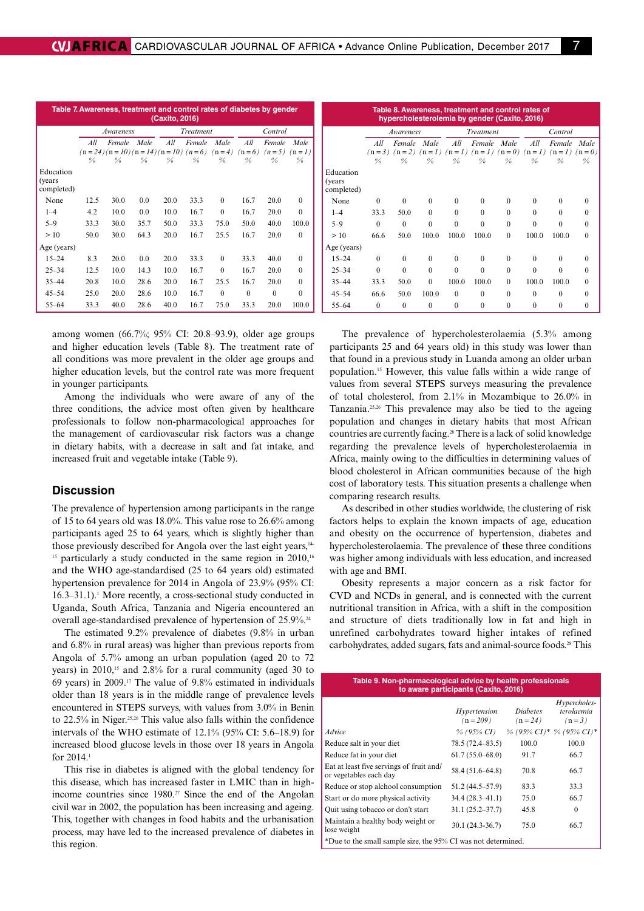**Table 7. Awareness, treatment and control rates of diabetes by gender (Caxito, 2016)**

| | *Awareness* | | | *Treatment* | | | *Control* | | |
|---|---|---|---|---|---|---|---|---|---|
| | *All (n = 24) %* | *Female (n = 10) %* | *Male (n = 14) %* | *All (n = 10) %* | *Female (n = 6) %* | *Male (n = 4) %* | *All (n = 6) %* | *Female (n = 5) %* | *Male (n = 1) %* |
| Education (years completed) | | | | | | | | | |
| None | 12.5 | 30.0 | 0.0 | 20.0 | 33.3 | 0 | 16.7 | 20.0 | 0 |
| 1–4 | 4.2 | 10.0 | 0.0 | 10.0 | 16.7 | 0 | 16.7 | 20.0 | 0 |
| 5–9 | 33.3 | 30.0 | 35.7 | 50.0 | 33.3 | 75.0 | 50.0 | 40.0 | 100.0 |
| > 10 | 50.0 | 30.0 | 64.3 | 20.0 | 16.7 | 25.5 | 16.7 | 20.0 | 0 |
| Age (years) | | | | | | | | | |
| 15–24 | 8.3 | 20.0 | 0.0 | 20.0 | 33.3 | 0 | 33.3 | 40.0 | 0 |
| 25–34 | 12.5 | 10.0 | 14.3 | 10.0 | 16.7 | 0 | 16.7 | 20.0 | 0 |
| 35–44 | 20.8 | 10.0 | 28.6 | 20.0 | 16.7 | 25.5 | 16.7 | 20.0 | 0 |
| 45–54 | 25.0 | 20.0 | 28.6 | 10.0 | 16.7 | 0 | 0 | 0 | 0 |
| 55–64 | 33.3 | 40.0 | 28.6 | 40.0 | 16.7 | 75.0 | 33.3 | 20.0 | 100.0 |

**Table 8. Awareness, treatment and control rates of hypercholesterolemia by gender (Caxito, 2016)**

| | *Awareness* | | | *Treatment* | | | *Control* | | |
|---|---|---|---|---|---|---|---|---|---|
| | *All (n = 3) %* | *Female (n = 2) %* | *Male (n = 1) %* | *All (n = 1) %* | *Female (n = 1) %* | *Male (n = 0) %* | *All (n = 1) %* | *Female (n = 1) %* | *Male (n = 0) %* |
| Education (years completed) | | | | | | | | | |
| None | 0 | 0 | 0 | 0 | 0 | 0 | 0 | 0 | 0 |
| 1–4 | 33.3 | 50.0 | 0 | 0 | 0 | 0 | 0 | 0 | 0 |
| 5–9 | 0 | 0 | 0 | 0 | 0 | 0 | 0 | 0 | 0 |
| > 10 | 66.6 | 50.0 | 100.0 | 100.0 | 100.0 | 0 | 100.0 | 100.0 | 0 |
| Age (years) | | | | | | | | | |
| 15–24 | 0 | 0 | 0 | 0 | 0 | 0 | 0 | 0 | 0 |
| 25–34 | 0 | 0 | 0 | 0 | 0 | 0 | 0 | 0 | 0 |
| 35–44 | 33.3 | 50.0 | 0 | 100.0 | 100.0 | 0 | 100.0 | 100.0 | 0 |
| 45–54 | 66.6 | 50.0 | 100.0 | 0 | 0 | 0 | 0 | 0 | 0 |
| 55–64 | 0 | 0 | 0 | 0 | 0 | 0 | 0 | 0 | 0 |

among women (66.7%; 95% CI: 20.8–93.9), older age groups and higher education levels (Table 8). The treatment rate of all conditions was more prevalent in the older age groups and higher education levels, but the control rate was more frequent in younger participants.

Among the individuals who were aware of any of the three conditions, the advice most often given by healthcare professionals to follow non-pharmacological approaches for the management of cardiovascular risk factors was a change in dietary habits, with a decrease in salt and fat intake, and increased fruit and vegetable intake (Table 9).

## Discussion

The prevalence of hypertension among participants in the range of 15 to 64 years old was 18.0%. This value rose to 26.6% among participants aged 25 to 64 years, which is slightly higher than those previously described for Angola over the last eight years,[14-15] particularly a study conducted in the same region in 2010,[16] and the WHO age-standardised (25 to 64 years old) estimated hypertension prevalence for 2014 in Angola of 23.9% (95% CI: 16.3–31.1).[1] More recently, a cross-sectional study conducted in Uganda, South Africa, Tanzania and Nigeria encountered an overall age-standardised prevalence of hypertension of 25.9%.[24]

The estimated 9.2% prevalence of diabetes (9.8% in urban and 6.8% in rural areas) was higher than previous reports from Angola of 5.7% among an urban population (aged 20 to 72 years) in 2010,[15] and 2.8% for a rural community (aged 30 to 69 years) in 2009.[17] The value of 9.8% estimated in individuals older than 18 years is in the middle range of prevalence levels encountered in STEPS surveys, with values from 3.0% in Benin to 22.5% in Niger.[25,26] This value also falls within the confidence intervals of the WHO estimate of 12.1% (95% CI: 5.6–18.9) for increased blood glucose levels in those over 18 years in Angola for 2014.[1]

This rise in diabetes is aligned with the global tendency for this disease, which has increased faster in LMIC than in high-income countries since 1980.[27] Since the end of the Angolan civil war in 2002, the population has been increasing and ageing. This, together with changes in food habits and the urbanisation process, may have led to the increased prevalence of diabetes in this region.

The prevalence of hypercholesterolaemia (5.3% among participants 25 and 64 years old) in this study was lower than that found in a previous study in Luanda among an older urban population.[15] However, this value falls within a wide range of values from several STEPS surveys measuring the prevalence of total cholesterol, from 2.1% in Mozambique to 26.0% in Tanzania.[25,26] This prevalence may also be tied to the ageing population and changes in dietary habits that most African countries are currently facing.[28] There is a lack of solid knowledge regarding the prevalence levels of hypercholesterolaemia in Africa, mainly owing to the difficulties in determining values of blood cholesterol in African communities because of the high cost of laboratory tests. This situation presents a challenge when comparing research results.

As described in other studies worldwide, the clustering of risk factors helps to explain the known impacts of age, education and obesity on the occurrence of hypertension, diabetes and hypercholesterolaemia. The prevalence of these three conditions was higher among individuals with less education, and increased with age and BMI.

Obesity represents a major concern as a risk factor for CVD and NCDs in general, and is connected with the current nutritional transition in Africa, with a shift in the composition and structure of diets traditionally low in fat and high in unrefined carbohydrates toward higher intakes of refined carbohydrates, added sugars, fats and animal-source foods.[28] This

**Table 9. Non-pharmacological advice by health professionals to aware participants (Caxito, 2016)**

| *Advice* | *Hypertension (n = 209) % (95% CI)* | *Diabetes (n = 24) % (95% CI)** | *Hypercholesterolaemia (n = 3) % (95% CI)** |
|---|---|---|---|
| Reduce salt in your diet | 78.5 (72.4–83.5) | 100.0 | 100.0 |
| Reduce fat in your diet | 61.7 (55.0–68.0) | 91.7 | 66.7 |
| Eat at least five servings of fruit and/or vegetables each day | 58.4 (51.6–64.8) | 70.8 | 66.7 |
| Reduce or stop alcohol consumption | 51.2 (44.5–57.9) | 83.3 | 33.3 |
| Start or do more physical activity | 34.4 (28.3–41.1) | 75.0 | 66.7 |
| Quit using tobacco or don't start | 31.1 (25.2–37.7) | 45.8 | 0 |
| Maintain a healthy body weight or lose weight | 30.1 (24.3-36.7) | 75.0 | 66.7 |

*Due to the small sample size, the 95% CI was not determined.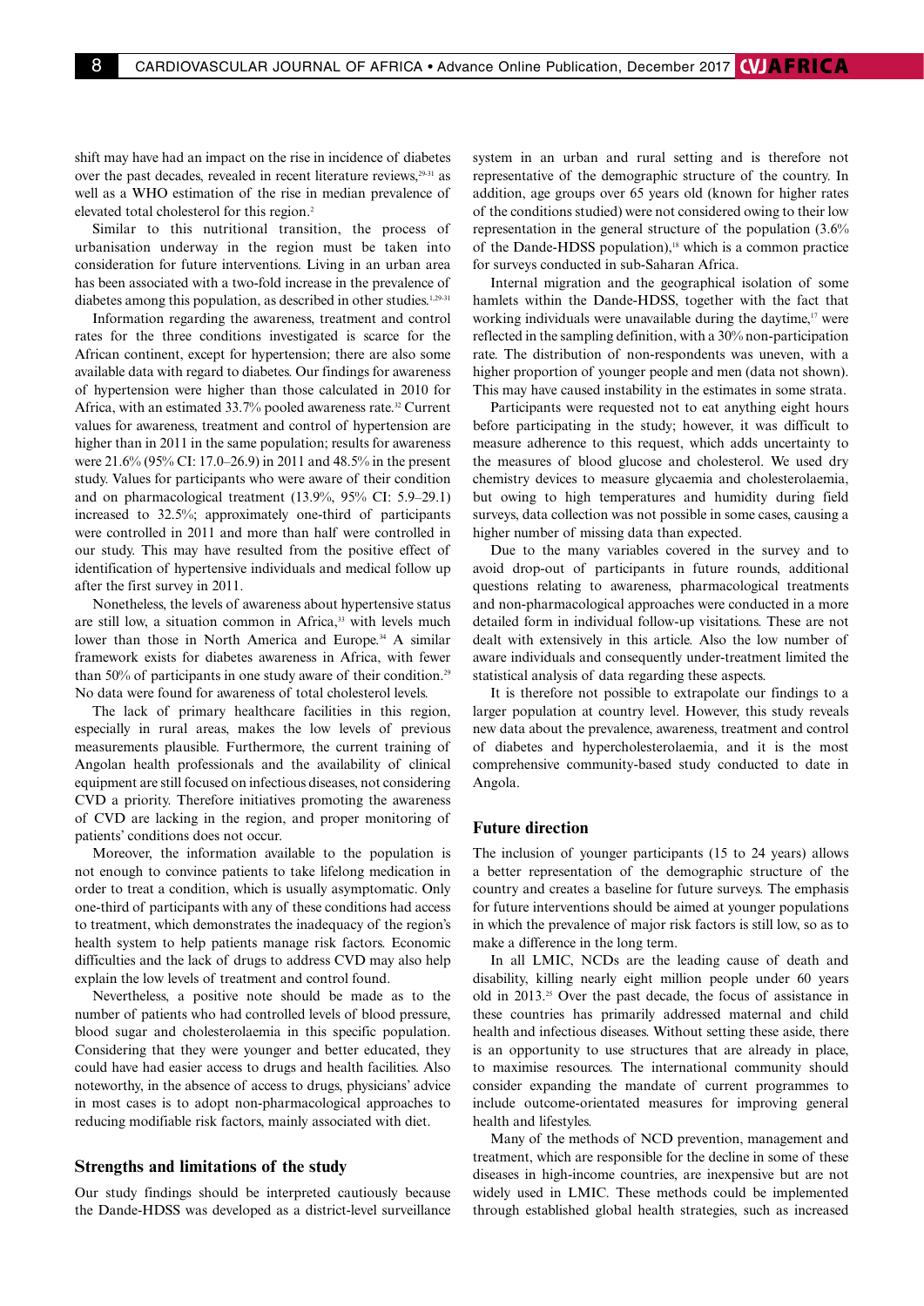shift may have had an impact on the rise in incidence of diabetes over the past decades, revealed in recent literature reviews,[29-31] as well as a WHO estimation of the rise in median prevalence of elevated total cholesterol for this region.[2]

Similar to this nutritional transition, the process of urbanisation underway in the region must be taken into consideration for future interventions. Living in an urban area has been associated with a two-fold increase in the prevalence of diabetes among this population, as described in other studies.[1,29-31]

Information regarding the awareness, treatment and control rates for the three conditions investigated is scarce for the African continent, except for hypertension; there are also some available data with regard to diabetes. Our findings for awareness of hypertension were higher than those calculated in 2010 for Africa, with an estimated 33.7% pooled awareness rate.[32] Current values for awareness, treatment and control of hypertension are higher than in 2011 in the same population; results for awareness were 21.6% (95% CI: 17.0–26.9) in 2011 and 48.5% in the present study. Values for participants who were aware of their condition and on pharmacological treatment (13.9%, 95% CI: 5.9–29.1) increased to 32.5%; approximately one-third of participants were controlled in 2011 and more than half were controlled in our study. This may have resulted from the positive effect of identification of hypertensive individuals and medical follow up after the first survey in 2011.

Nonetheless, the levels of awareness about hypertensive status are still low, a situation common in Africa,[33] with levels much lower than those in North America and Europe.[34] A similar framework exists for diabetes awareness in Africa, with fewer than 50% of participants in one study aware of their condition.[29] No data were found for awareness of total cholesterol levels.

The lack of primary healthcare facilities in this region, especially in rural areas, makes the low levels of previous measurements plausible. Furthermore, the current training of Angolan health professionals and the availability of clinical equipment are still focused on infectious diseases, not considering CVD a priority. Therefore initiatives promoting the awareness of CVD are lacking in the region, and proper monitoring of patients' conditions does not occur.

Moreover, the information available to the population is not enough to convince patients to take lifelong medication in order to treat a condition, which is usually asymptomatic. Only one-third of participants with any of these conditions had access to treatment, which demonstrates the inadequacy of the region's health system to help patients manage risk factors. Economic difficulties and the lack of drugs to address CVD may also help explain the low levels of treatment and control found.

Nevertheless, a positive note should be made as to the number of patients who had controlled levels of blood pressure, blood sugar and cholesterolaemia in this specific population. Considering that they were younger and better educated, they could have had easier access to drugs and health facilities. Also noteworthy, in the absence of access to drugs, physicians' advice in most cases is to adopt non-pharmacological approaches to reducing modifiable risk factors, mainly associated with diet.

## Strengths and limitations of the study

Our study findings should be interpreted cautiously because the Dande-HDSS was developed as a district-level surveillance system in an urban and rural setting and is therefore not representative of the demographic structure of the country. In addition, age groups over 65 years old (known for higher rates of the conditions studied) were not considered owing to their low representation in the general structure of the population (3.6% of the Dande-HDSS population),[18] which is a common practice for surveys conducted in sub-Saharan Africa.

Internal migration and the geographical isolation of some hamlets within the Dande-HDSS, together with the fact that working individuals were unavailable during the daytime,[17] were reflected in the sampling definition, with a 30% non-participation rate. The distribution of non-respondents was uneven, with a higher proportion of younger people and men (data not shown). This may have caused instability in the estimates in some strata.

Participants were requested not to eat anything eight hours before participating in the study; however, it was difficult to measure adherence to this request, which adds uncertainty to the measures of blood glucose and cholesterol. We used dry chemistry devices to measure glycaemia and cholesterolaemia, but owing to high temperatures and humidity during field surveys, data collection was not possible in some cases, causing a higher number of missing data than expected.

Due to the many variables covered in the survey and to avoid drop-out of participants in future rounds, additional questions relating to awareness, pharmacological treatments and non-pharmacological approaches were conducted in a more detailed form in individual follow-up visitations. These are not dealt with extensively in this article. Also the low number of aware individuals and consequently under-treatment limited the statistical analysis of data regarding these aspects.

It is therefore not possible to extrapolate our findings to a larger population at country level. However, this study reveals new data about the prevalence, awareness, treatment and control of diabetes and hypercholesterolaemia, and it is the most comprehensive community-based study conducted to date in Angola.

## Future direction

The inclusion of younger participants (15 to 24 years) allows a better representation of the demographic structure of the country and creates a baseline for future surveys. The emphasis for future interventions should be aimed at younger populations in which the prevalence of major risk factors is still low, so as to make a difference in the long term.

In all LMIC, NCDs are the leading cause of death and disability, killing nearly eight million people under 60 years old in 2013.[25] Over the past decade, the focus of assistance in these countries has primarily addressed maternal and child health and infectious diseases. Without setting these aside, there is an opportunity to use structures that are already in place, to maximise resources. The international community should consider expanding the mandate of current programmes to include outcome-orientated measures for improving general health and lifestyles.

Many of the methods of NCD prevention, management and treatment, which are responsible for the decline in some of these diseases in high-income countries, are inexpensive but are not widely used in LMIC. These methods could be implemented through established global health strategies, such as increased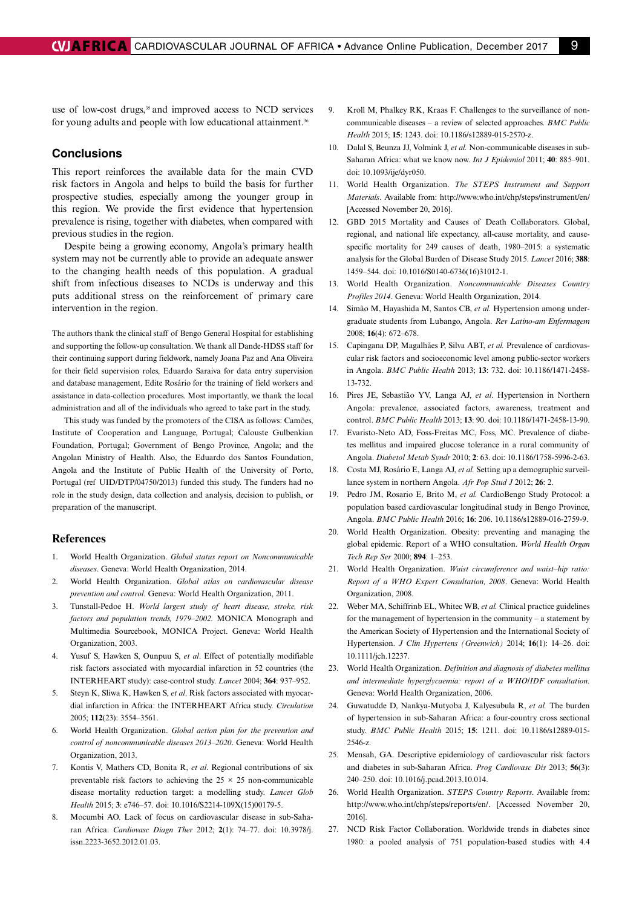use of low-cost drugs,[35] and improved access to NCD services for young adults and people with low educational attainment.[36]

## Conclusions

This report reinforces the available data for the main CVD risk factors in Angola and helps to build the basis for further prospective studies, especially among the younger group in this region. We provide the first evidence that hypertension prevalence is rising, together with diabetes, when compared with previous studies in the region.

Despite being a growing economy, Angola's primary health system may not be currently able to provide an adequate answer to the changing health needs of this population. A gradual shift from infectious diseases to NCDs is underway and this puts additional stress on the reinforcement of primary care intervention in the region.

The authors thank the clinical staff of Bengo General Hospital for establishing and supporting the follow-up consultation. We thank all Dande-HDSS staff for their continuing support during fieldwork, namely Joana Paz and Ana Oliveira for their field supervision roles, Eduardo Saraiva for data entry supervision and database management, Edite Rosário for the training of field workers and assistance in data-collection procedures. Most importantly, we thank the local administration and all of the individuals who agreed to take part in the study.

This study was funded by the promoters of the CISA as follows: Camões, Institute of Cooperation and Language, Portugal; Calouste Gulbenkian Foundation, Portugal; Government of Bengo Province, Angola; and the Angolan Ministry of Health. Also, the Eduardo dos Santos Foundation, Angola and the Institute of Public Health of the University of Porto, Portugal (ref UID/DTP/04750/2013) funded this study. The funders had no role in the study design, data collection and analysis, decision to publish, or preparation of the manuscript.

## References

1. World Health Organization. *Global status report on Noncommunicable diseases*. Geneva: World Health Organization, 2014.
2. World Health Organization. *Global atlas on cardiovascular disease prevention and control*. Geneva: World Health Organization, 2011.
3. Tunstall-Pedoe H. *World largest study of heart disease, stroke, risk factors and population trends, 1979–2002.* MONICA Monograph and Multimedia Sourcebook, MONICA Project. Geneva: World Health Organization, 2003.
4. Yusuf S, Hawken S, Ounpuu S, *et al*. Effect of potentially modifiable risk factors associated with myocardial infarction in 52 countries (the INTERHEART study): case-control study. *Lancet* 2004; **364**: 937–952.
5. Steyn K, Sliwa K, Hawken S, *et al*. Risk factors associated with myocardial infarction in Africa: the INTERHEART Africa study. *Circulation* 2005; **112**(23): 3554–3561.
6. World Health Organization. *Global action plan for the prevention and control of noncommunicable diseases 2013–2020*. Geneva: World Health Organization, 2013.
7. Kontis V, Mathers CD, Bonita R, *et al*. Regional contributions of six preventable risk factors to achieving the 25 × 25 non-communicable disease mortality reduction target: a modelling study. *Lancet Glob Health* 2015; **3**: e746–57. doi: 10.1016/S2214-109X(15)00179-5.
8. Mocumbi AO. Lack of focus on cardiovascular disease in sub-Saharan Africa. *Cardiovasc Diagn Ther* 2012; **2**(1): 74–77. doi: 10.3978/j.issn.2223-3652.2012.01.03.
9. Kroll M, Phalkey RK, Kraas F. Challenges to the surveillance of non-communicable diseases – a review of selected approaches. *BMC Public Health* 2015; **15**: 1243. doi: 10.1186/s12889-015-2570-z.
10. Dalal S, Beunza JJ, Volmink J, *et al.* Non-communicable diseases in sub-Saharan Africa: what we know now. *Int J Epidemiol* 2011; **40**: 885–901. doi: 10.1093/ije/dyr050.
11. World Health Organization. *The STEPS Instrument and Support Materials*. Available from: http://www.who.int/chp/steps/instrument/en/ [Accessed November 20, 2016].
12. GBD 2015 Mortality and Causes of Death Collaborators. Global, regional, and national life expectancy, all-cause mortality, and cause-specific mortality for 249 causes of death, 1980–2015: a systematic analysis for the Global Burden of Disease Study 2015. *Lancet* 2016; **388**: 1459–544. doi: 10.1016/S0140-6736(16)31012-1.
13. World Health Organization. *Noncommunicable Diseases Country Profiles 2014*. Geneva: World Health Organization, 2014.
14. Simão M, Hayashida M, Santos CB, *et al.* Hypertension among undergraduate students from Lubango, Angola. *Rev Latino-am Enfermagem* 2008; **16**(4): 672–678.
15. Capingana DP, Magalhães P, Silva ABT, *et al.* Prevalence of cardiovascular risk factors and socioeconomic level among public-sector workers in Angola. *BMC Public Health* 2013; **13**: 732. doi: 10.1186/1471-2458-13-732.
16. Pires JE, Sebastião YV, Langa AJ, *et al*. Hypertension in Northern Angola: prevalence, associated factors, awareness, treatment and control. *BMC Public Health* 2013; **13**: 90. doi: 10.1186/1471-2458-13-90.
17. Evaristo-Neto AD, Foss-Freitas MC, Foss, MC. Prevalence of diabetes mellitus and impaired glucose tolerance in a rural community of Angola. *Diabetol Metab Syndr* 2010; **2**: 63. doi: 10.1186/1758-5996-2-63.
18. Costa MJ, Rosário E, Langa AJ, *et al.* Setting up a demographic surveillance system in northern Angola. *Afr Pop Stud J* 2012; **26**: 2.
19. Pedro JM, Rosario E, Brito M, *et al.* CardioBengo Study Protocol: a population based cardiovascular longitudinal study in Bengo Province, Angola. *BMC Public Health* 2016; **16**: 206. 10.1186/s12889-016-2759-9.
20. World Health Organization. Obesity: preventing and managing the global epidemic. Report of a WHO consultation. *World Health Organ Tech Rep Ser* 2000; **894**: 1–253.
21. World Health Organization. *Waist circumference and waist–hip ratio: Report of a WHO Expert Consultation, 2008*. Geneva: World Health Organization, 2008.
22. Weber MA, Schiffrinb EL, Whitec WB, *et al.* Clinical practice guidelines for the management of hypertension in the community – a statement by the American Society of Hypertension and the International Society of Hypertension. *J Clin Hypertens (Greenwich)* 2014; **16**(1): 14–26. doi: 10.1111/jch.12237.
23. World Health Organization. *Definition and diagnosis of diabetes mellitus and intermediate hyperglycaemia: report of a WHO/IDF consultation.* Geneva: World Health Organization, 2006.
24. Guwatudde D, Nankya-Mutyoba J, Kalyesubula R, *et al.* The burden of hypertension in sub-Saharan Africa: a four-country cross sectional study. *BMC Public Health* 2015; **15**: 1211. doi: 10.1186/s12889-015-2546-z.
25. Mensah, GA. Descriptive epidemiology of cardiovascular risk factors and diabetes in sub-Saharan Africa. *Prog Cardiovasc Dis* 2013; **56**(3): 240–250. doi: 10.1016/j.pcad.2013.10.014.
26. World Health Organization. *STEPS Country Reports*. Available from: http://www.who.int/chp/steps/reports/en/. [Accessed November 20, 2016].
27. NCD Risk Factor Collaboration. Worldwide trends in diabetes since 1980: a pooled analysis of 751 population-based studies with 4.4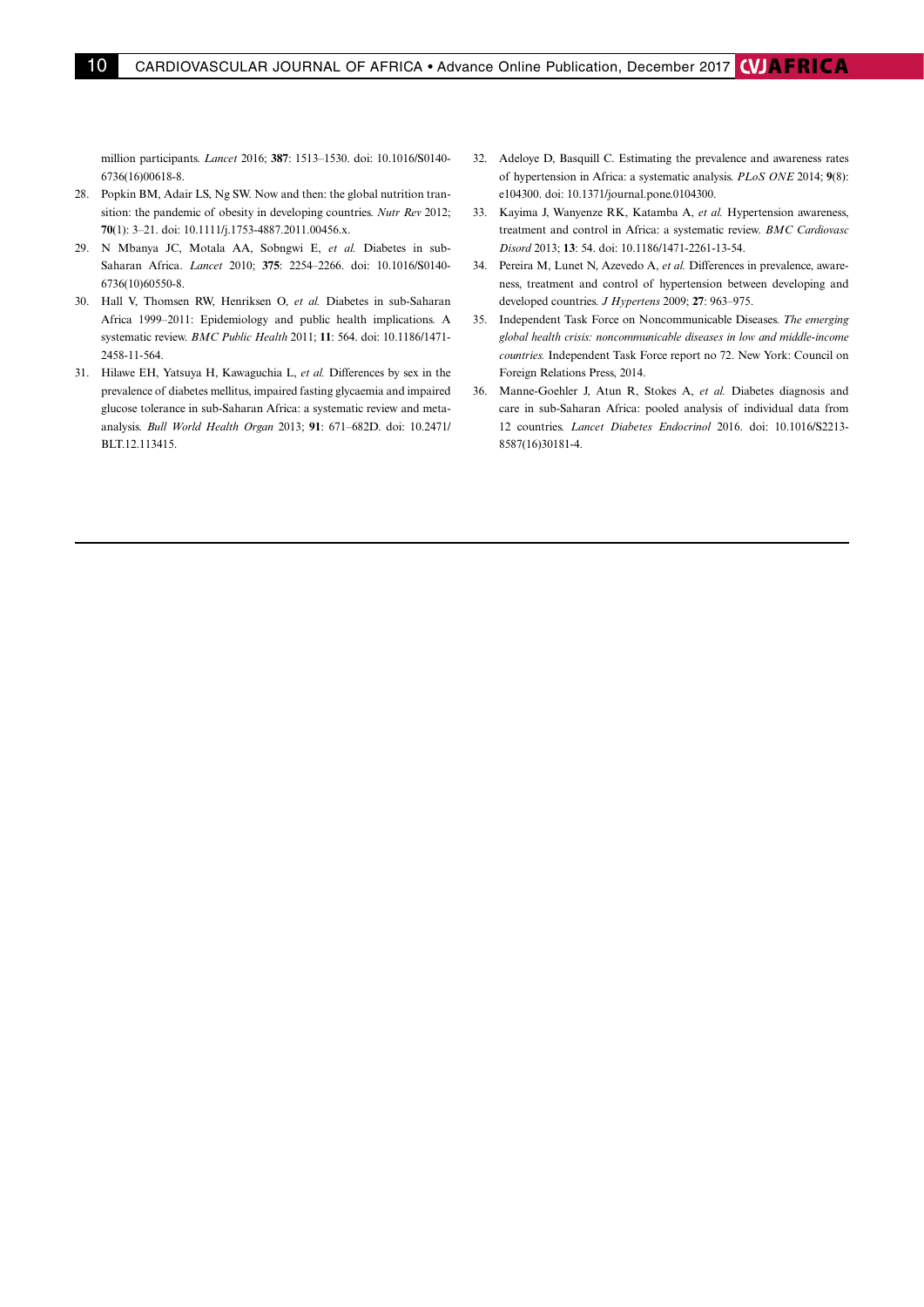million participants. *Lancet* 2016; **387**: 1513–1530. doi: 10.1016/S0140-6736(16)00618-8.

28. Popkin BM, Adair LS, Ng SW. Now and then: the global nutrition transition: the pandemic of obesity in developing countries. *Nutr Rev* 2012; **70**(1): 3–21. doi: 10.1111/j.1753-4887.2011.00456.x.
29. N Mbanya JC, Motala AA, Sobngwi E, *et al.* Diabetes in sub-Saharan Africa. *Lancet* 2010; **375**: 2254–2266. doi: 10.1016/S0140-6736(10)60550-8.
30. Hall V, Thomsen RW, Henriksen O, *et al.* Diabetes in sub-Saharan Africa 1999–2011: Epidemiology and public health implications. A systematic review. *BMC Public Health* 2011; **11**: 564. doi: 10.1186/1471-2458-11-564.
31. Hilawe EH, Yatsuya H, Kawaguchia L, *et al.* Differences by sex in the prevalence of diabetes mellitus, impaired fasting glycaemia and impaired glucose tolerance in sub-Saharan Africa: a systematic review and meta-analysis. *Bull World Health Organ* 2013; **91**: 671–682D. doi: 10.2471/BLT.12.113415.
32. Adeloye D, Basquill C. Estimating the prevalence and awareness rates of hypertension in Africa: a systematic analysis. *PLoS ONE* 2014; **9**(8): e104300. doi: 10.1371/journal.pone.0104300.
33. Kayima J, Wanyenze RK, Katamba A, *et al.* Hypertension awareness, treatment and control in Africa: a systematic review. *BMC Cardiovasc Disord* 2013; **13**: 54. doi: 10.1186/1471-2261-13-54.
34. Pereira M, Lunet N, Azevedo A, *et al.* Differences in prevalence, awareness, treatment and control of hypertension between developing and developed countries. *J Hypertens* 2009; **27**: 963–975.
35. Independent Task Force on Noncommunicable Diseases. *The emerging global health crisis: noncommunicable diseases in low and middle-income countries.* Independent Task Force report no 72. New York: Council on Foreign Relations Press, 2014.
36. Manne-Goehler J, Atun R, Stokes A, *et al.* Diabetes diagnosis and care in sub-Saharan Africa: pooled analysis of individual data from 12 countries. *Lancet Diabetes Endocrinol* 2016. doi: 10.1016/S2213-8587(16)30181-4.